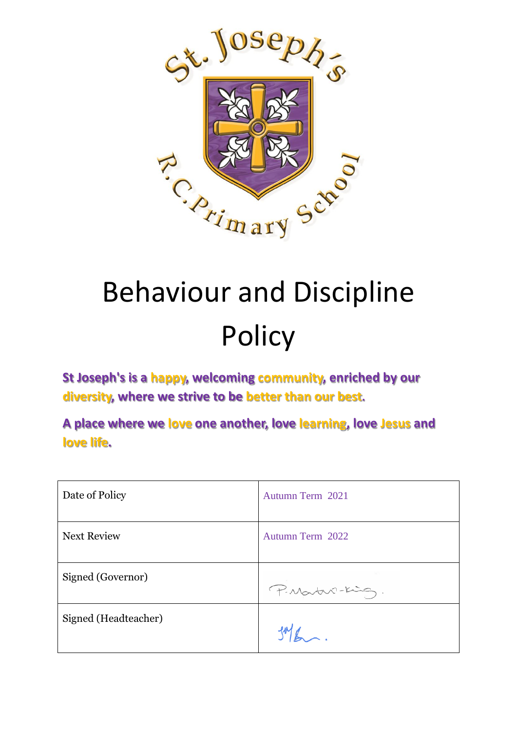# Behaviour and Discipline Policy

**St Joseph's is a happy, welcoming community, enriched by our diversity, where we strive to be better than our best.**

**A place where we love one another, love learning, love Jesus and love life.**

| Date of Policy | Autumn Term 2021 |
|---|---|
| Next Review | Autumn Term 2022 |
| Signed (Governor) | P. Martin-King. |
| Signed (Headteacher) | JMB. |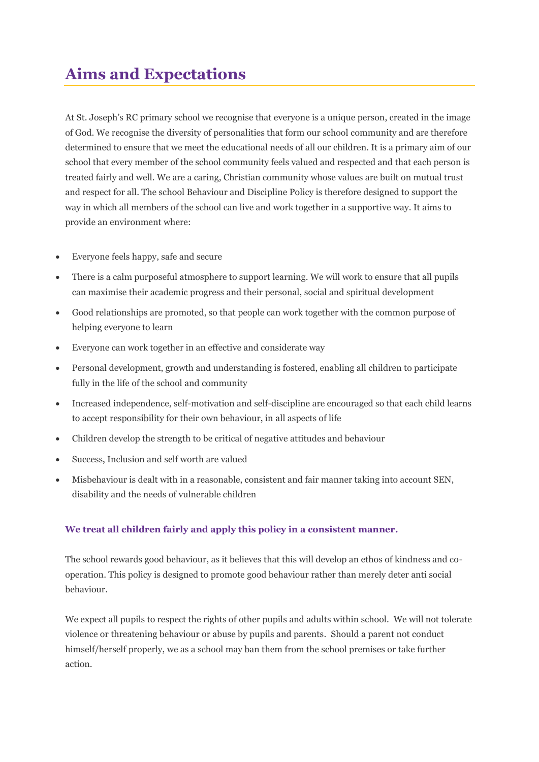# Aims and Expectations

At St. Joseph's RC primary school we recognise that everyone is a unique person, created in the image of God. We recognise the diversity of personalities that form our school community and are therefore determined to ensure that we meet the educational needs of all our children. It is a primary aim of our school that every member of the school community feels valued and respected and that each person is treated fairly and well. We are a caring, Christian community whose values are built on mutual trust and respect for all. The school Behaviour and Discipline Policy is therefore designed to support the way in which all members of the school can live and work together in a supportive way. It aims to provide an environment where:

- Everyone feels happy, safe and secure
- There is a calm purposeful atmosphere to support learning. We will work to ensure that all pupils can maximise their academic progress and their personal, social and spiritual development
- Good relationships are promoted, so that people can work together with the common purpose of helping everyone to learn
- Everyone can work together in an effective and considerate way
- Personal development, growth and understanding is fostered, enabling all children to participate fully in the life of the school and community
- Increased independence, self-motivation and self-discipline are encouraged so that each child learns to accept responsibility for their own behaviour, in all aspects of life
- Children develop the strength to be critical of negative attitudes and behaviour
- Success, Inclusion and self worth are valued
- Misbehaviour is dealt with in a reasonable, consistent and fair manner taking into account SEN, disability and the needs of vulnerable children

**We treat all children fairly and apply this policy in a consistent manner.**

The school rewards good behaviour, as it believes that this will develop an ethos of kindness and co-operation. This policy is designed to promote good behaviour rather than merely deter anti social behaviour.

We expect all pupils to respect the rights of other pupils and adults within school. We will not tolerate violence or threatening behaviour or abuse by pupils and parents. Should a parent not conduct himself/herself properly, we as a school may ban them from the school premises or take further action.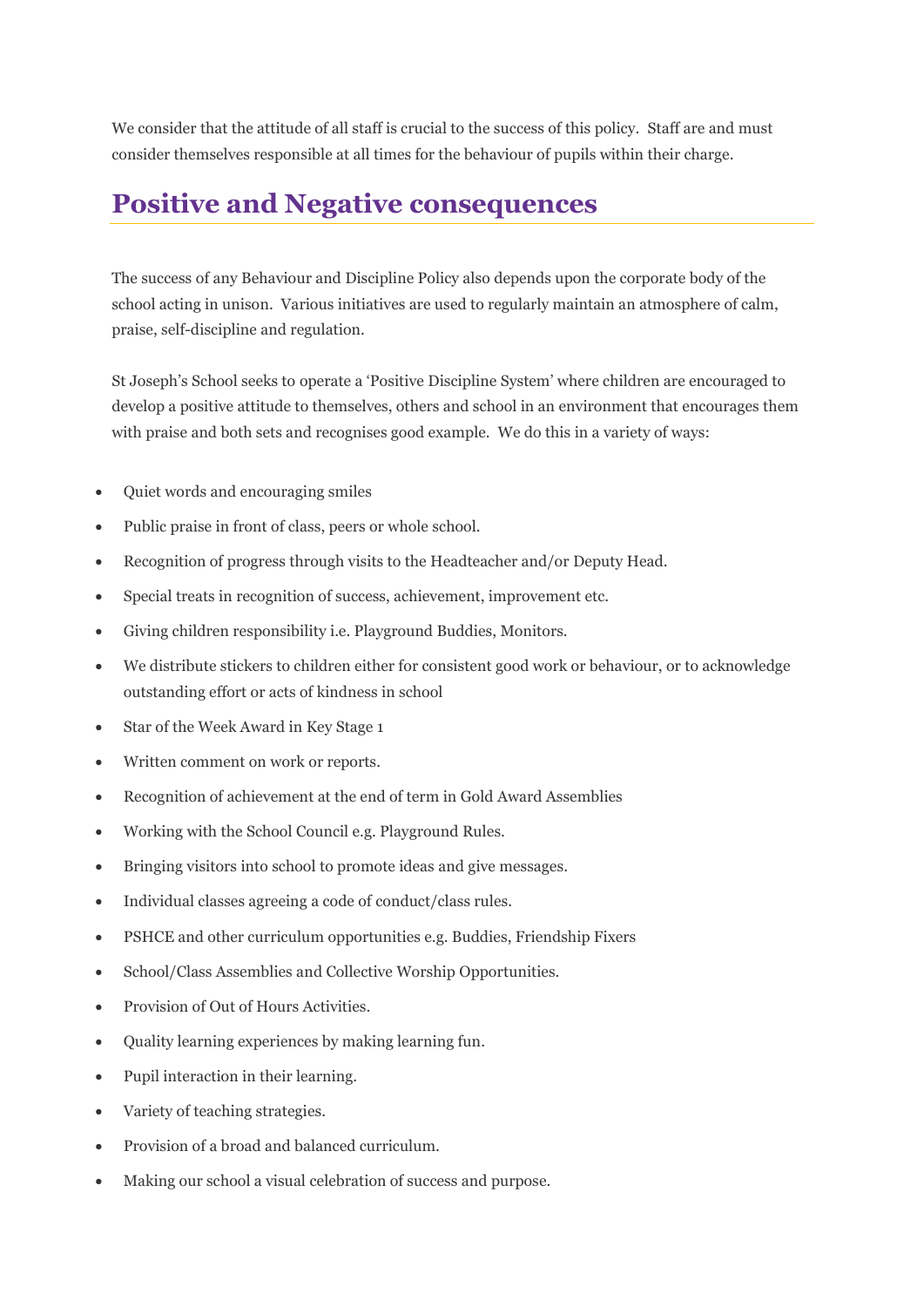We consider that the attitude of all staff is crucial to the success of this policy. Staff are and must consider themselves responsible at all times for the behaviour of pupils within their charge.

## Positive and Negative consequences

The success of any Behaviour and Discipline Policy also depends upon the corporate body of the school acting in unison. Various initiatives are used to regularly maintain an atmosphere of calm, praise, self-discipline and regulation.

St Joseph's School seeks to operate a 'Positive Discipline System' where children are encouraged to develop a positive attitude to themselves, others and school in an environment that encourages them with praise and both sets and recognises good example. We do this in a variety of ways:

- Quiet words and encouraging smiles
- Public praise in front of class, peers or whole school.
- Recognition of progress through visits to the Headteacher and/or Deputy Head.
- Special treats in recognition of success, achievement, improvement etc.
- Giving children responsibility i.e. Playground Buddies, Monitors.
- We distribute stickers to children either for consistent good work or behaviour, or to acknowledge outstanding effort or acts of kindness in school
- Star of the Week Award in Key Stage 1
- Written comment on work or reports.
- Recognition of achievement at the end of term in Gold Award Assemblies
- Working with the School Council e.g. Playground Rules.
- Bringing visitors into school to promote ideas and give messages.
- Individual classes agreeing a code of conduct/class rules.
- PSHCE and other curriculum opportunities e.g. Buddies, Friendship Fixers
- School/Class Assemblies and Collective Worship Opportunities.
- Provision of Out of Hours Activities.
- Quality learning experiences by making learning fun.
- Pupil interaction in their learning.
- Variety of teaching strategies.
- Provision of a broad and balanced curriculum.
- Making our school a visual celebration of success and purpose.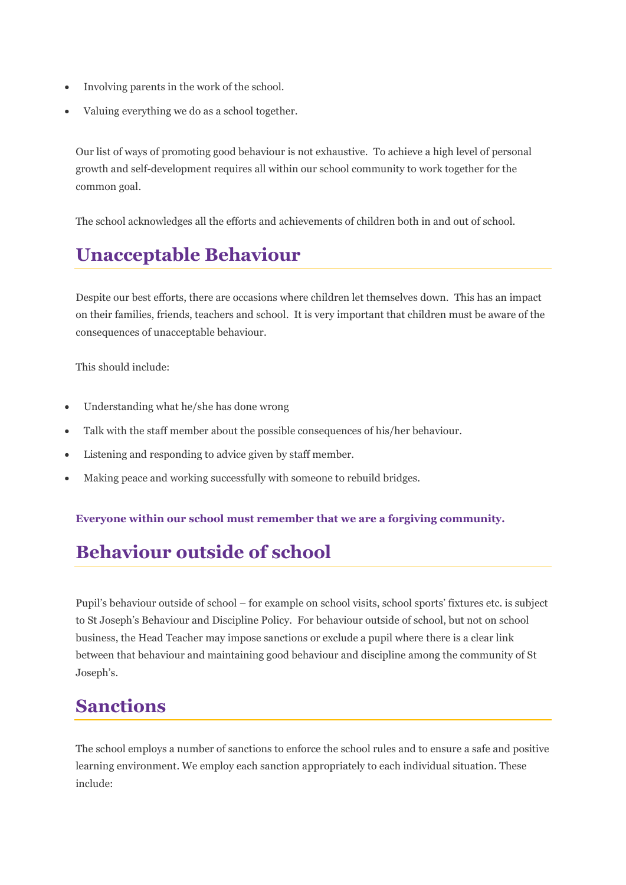- Involving parents in the work of the school.
- Valuing everything we do as a school together.

Our list of ways of promoting good behaviour is not exhaustive. To achieve a high level of personal growth and self-development requires all within our school community to work together for the common goal.

The school acknowledges all the efforts and achievements of children both in and out of school.

## Unacceptable Behaviour

Despite our best efforts, there are occasions where children let themselves down. This has an impact on their families, friends, teachers and school. It is very important that children must be aware of the consequences of unacceptable behaviour.

This should include:

- Understanding what he/she has done wrong
- Talk with the staff member about the possible consequences of his/her behaviour.
- Listening and responding to advice given by staff member.
- Making peace and working successfully with someone to rebuild bridges.

**Everyone within our school must remember that we are a forgiving community.**

## Behaviour outside of school

Pupil's behaviour outside of school – for example on school visits, school sports' fixtures etc. is subject to St Joseph's Behaviour and Discipline Policy. For behaviour outside of school, but not on school business, the Head Teacher may impose sanctions or exclude a pupil where there is a clear link between that behaviour and maintaining good behaviour and discipline among the community of St Joseph's.

## Sanctions

The school employs a number of sanctions to enforce the school rules and to ensure a safe and positive learning environment. We employ each sanction appropriately to each individual situation. These include: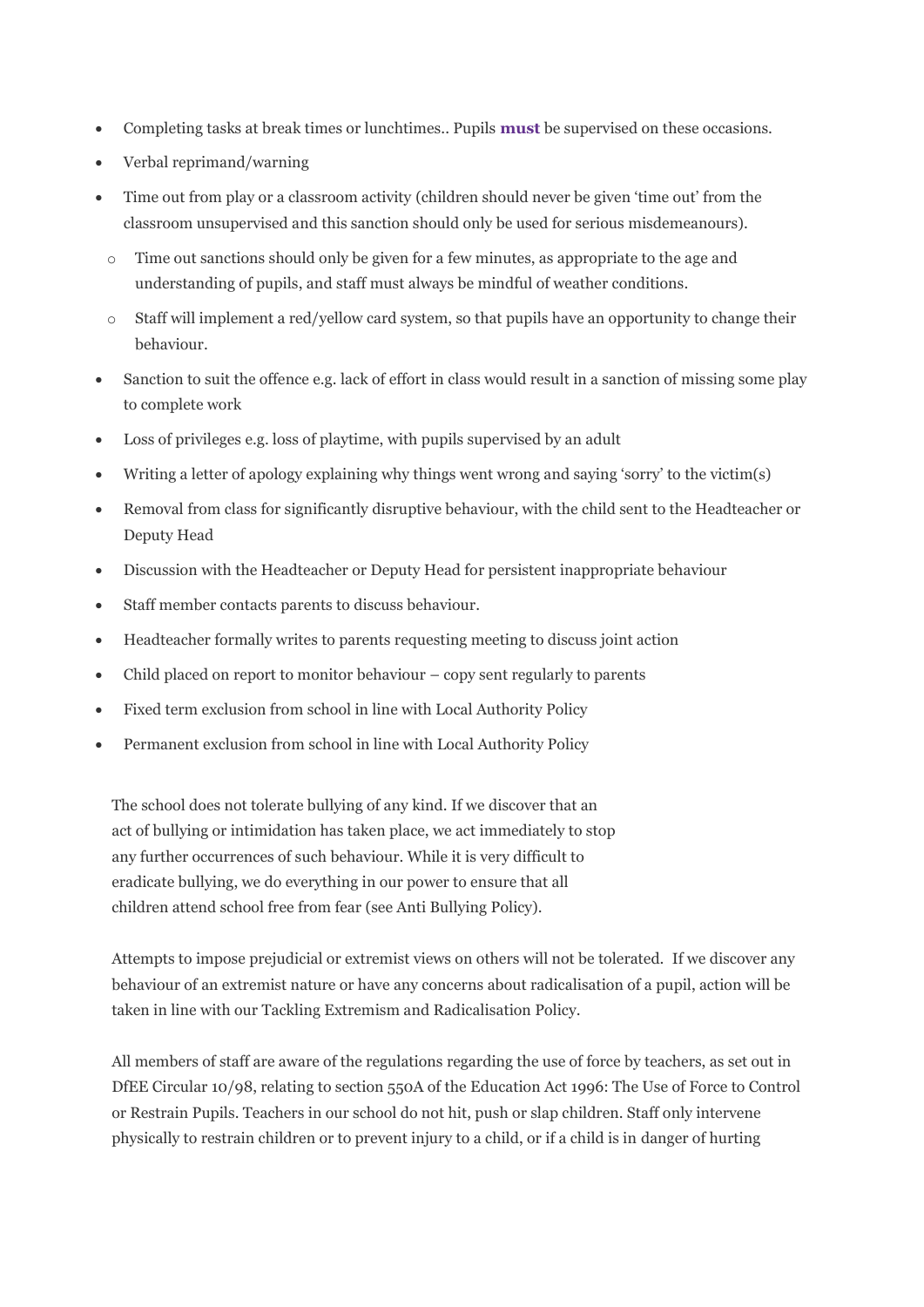- Completing tasks at break times or lunchtimes.. Pupils **must** be supervised on these occasions.
- Verbal reprimand/warning
- Time out from play or a classroom activity (children should never be given 'time out' from the classroom unsupervised and this sanction should only be used for serious misdemeanours).
    - Time out sanctions should only be given for a few minutes, as appropriate to the age and understanding of pupils, and staff must always be mindful of weather conditions.
    - Staff will implement a red/yellow card system, so that pupils have an opportunity to change their behaviour.
- Sanction to suit the offence e.g. lack of effort in class would result in a sanction of missing some play to complete work
- Loss of privileges e.g. loss of playtime, with pupils supervised by an adult
- Writing a letter of apology explaining why things went wrong and saying 'sorry' to the victim(s)
- Removal from class for significantly disruptive behaviour, with the child sent to the Headteacher or Deputy Head
- Discussion with the Headteacher or Deputy Head for persistent inappropriate behaviour
- Staff member contacts parents to discuss behaviour.
- Headteacher formally writes to parents requesting meeting to discuss joint action
- Child placed on report to monitor behaviour – copy sent regularly to parents
- Fixed term exclusion from school in line with Local Authority Policy
- Permanent exclusion from school in line with Local Authority Policy

The school does not tolerate bullying of any kind. If we discover that an act of bullying or intimidation has taken place, we act immediately to stop any further occurrences of such behaviour. While it is very difficult to eradicate bullying, we do everything in our power to ensure that all children attend school free from fear (see Anti Bullying Policy).

Attempts to impose prejudicial or extremist views on others will not be tolerated. If we discover any behaviour of an extremist nature or have any concerns about radicalisation of a pupil, action will be taken in line with our Tackling Extremism and Radicalisation Policy.

All members of staff are aware of the regulations regarding the use of force by teachers, as set out in DfEE Circular 10/98, relating to section 550A of the Education Act 1996: The Use of Force to Control or Restrain Pupils. Teachers in our school do not hit, push or slap children. Staff only intervene physically to restrain children or to prevent injury to a child, or if a child is in danger of hurting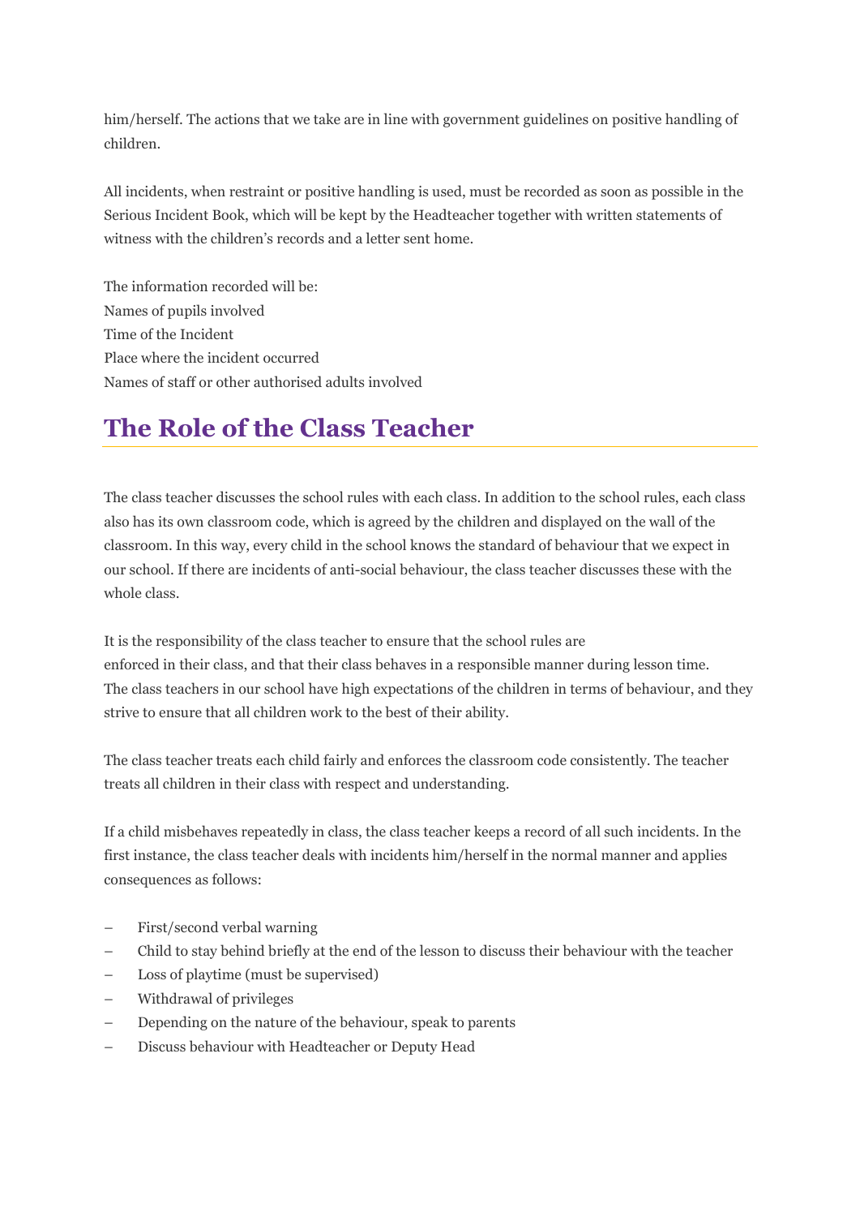him/herself. The actions that we take are in line with government guidelines on positive handling of children.

All incidents, when restraint or positive handling is used, must be recorded as soon as possible in the Serious Incident Book, which will be kept by the Headteacher together with written statements of witness with the children's records and a letter sent home.

The information recorded will be:
Names of pupils involved
Time of the Incident
Place where the incident occurred
Names of staff or other authorised adults involved

## The Role of the Class Teacher

The class teacher discusses the school rules with each class. In addition to the school rules, each class also has its own classroom code, which is agreed by the children and displayed on the wall of the classroom. In this way, every child in the school knows the standard of behaviour that we expect in our school. If there are incidents of anti-social behaviour, the class teacher discusses these with the whole class.

It is the responsibility of the class teacher to ensure that the school rules are enforced in their class, and that their class behaves in a responsible manner during lesson time. The class teachers in our school have high expectations of the children in terms of behaviour, and they strive to ensure that all children work to the best of their ability.

The class teacher treats each child fairly and enforces the classroom code consistently. The teacher treats all children in their class with respect and understanding.

If a child misbehaves repeatedly in class, the class teacher keeps a record of all such incidents. In the first instance, the class teacher deals with incidents him/herself in the normal manner and applies consequences as follows:

- First/second verbal warning
- Child to stay behind briefly at the end of the lesson to discuss their behaviour with the teacher
- Loss of playtime (must be supervised)
- Withdrawal of privileges
- Depending on the nature of the behaviour, speak to parents
- Discuss behaviour with Headteacher or Deputy Head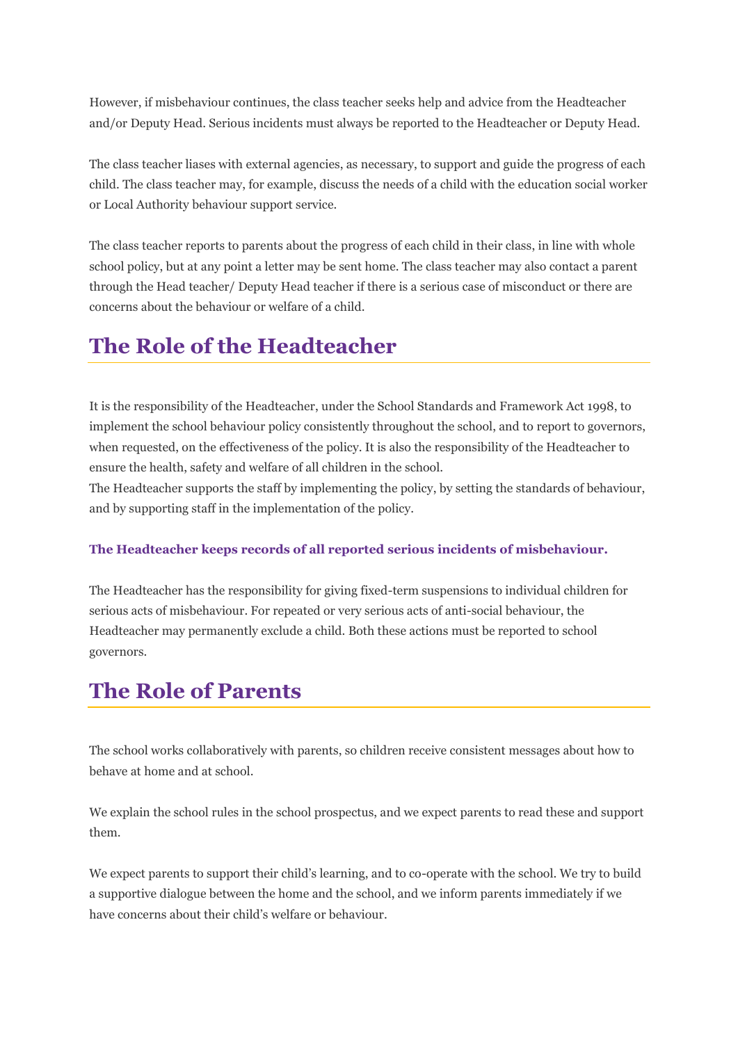However, if misbehaviour continues, the class teacher seeks help and advice from the Headteacher and/or Deputy Head. Serious incidents must always be reported to the Headteacher or Deputy Head.

The class teacher liases with external agencies, as necessary, to support and guide the progress of each child. The class teacher may, for example, discuss the needs of a child with the education social worker or Local Authority behaviour support service.

The class teacher reports to parents about the progress of each child in their class, in line with whole school policy, but at any point a letter may be sent home. The class teacher may also contact a parent through the Head teacher/ Deputy Head teacher if there is a serious case of misconduct or there are concerns about the behaviour or welfare of a child.

## The Role of the Headteacher

It is the responsibility of the Headteacher, under the School Standards and Framework Act 1998, to implement the school behaviour policy consistently throughout the school, and to report to governors, when requested, on the effectiveness of the policy. It is also the responsibility of the Headteacher to ensure the health, safety and welfare of all children in the school.
The Headteacher supports the staff by implementing the policy, by setting the standards of behaviour, and by supporting staff in the implementation of the policy.

**The Headteacher keeps records of all reported serious incidents of misbehaviour.**

The Headteacher has the responsibility for giving fixed-term suspensions to individual children for serious acts of misbehaviour. For repeated or very serious acts of anti-social behaviour, the Headteacher may permanently exclude a child. Both these actions must be reported to school governors.

## The Role of Parents

The school works collaboratively with parents, so children receive consistent messages about how to behave at home and at school.

We explain the school rules in the school prospectus, and we expect parents to read these and support them.

We expect parents to support their child's learning, and to co-operate with the school. We try to build a supportive dialogue between the home and the school, and we inform parents immediately if we have concerns about their child's welfare or behaviour.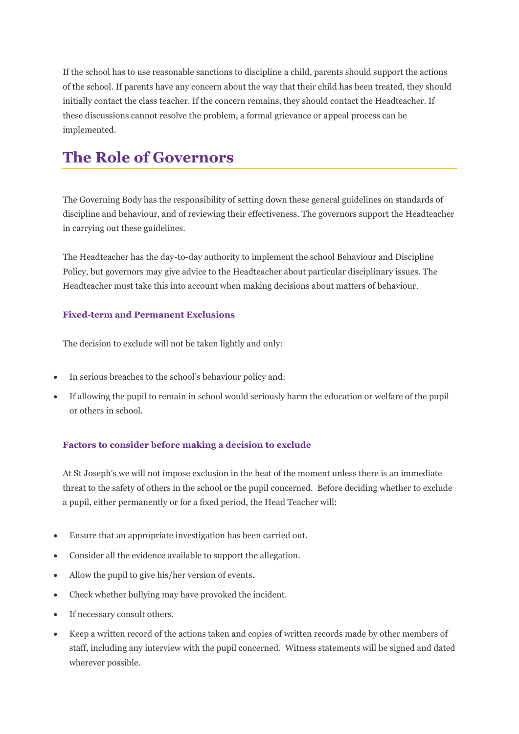If the school has to use reasonable sanctions to discipline a child, parents should support the actions of the school. If parents have any concern about the way that their child has been treated, they should initially contact the class teacher. If the concern remains, they should contact the Headteacher. If these discussions cannot resolve the problem, a formal grievance or appeal process can be implemented.

## The Role of Governors

The Governing Body has the responsibility of setting down these general guidelines on standards of discipline and behaviour, and of reviewing their effectiveness. The governors support the Headteacher in carrying out these guidelines.

The Headteacher has the day-to-day authority to implement the school Behaviour and Discipline Policy, but governors may give advice to the Headteacher about particular disciplinary issues. The Headteacher must take this into account when making decisions about matters of behaviour.

### Fixed-term and Permanent Exclusions

The decision to exclude will not be taken lightly and only:

- In serious breaches to the school's behaviour policy and:
- If allowing the pupil to remain in school would seriously harm the education or welfare of the pupil or others in school.

### Factors to consider before making a decision to exclude

At St Joseph's we will not impose exclusion in the heat of the moment unless there is an immediate threat to the safety of others in the school or the pupil concerned. Before deciding whether to exclude a pupil, either permanently or for a fixed period, the Head Teacher will:

- Ensure that an appropriate investigation has been carried out.
- Consider all the evidence available to support the allegation.
- Allow the pupil to give his/her version of events.
- Check whether bullying may have provoked the incident.
- If necessary consult others.
- Keep a written record of the actions taken and copies of written records made by other members of staff, including any interview with the pupil concerned. Witness statements will be signed and dated wherever possible.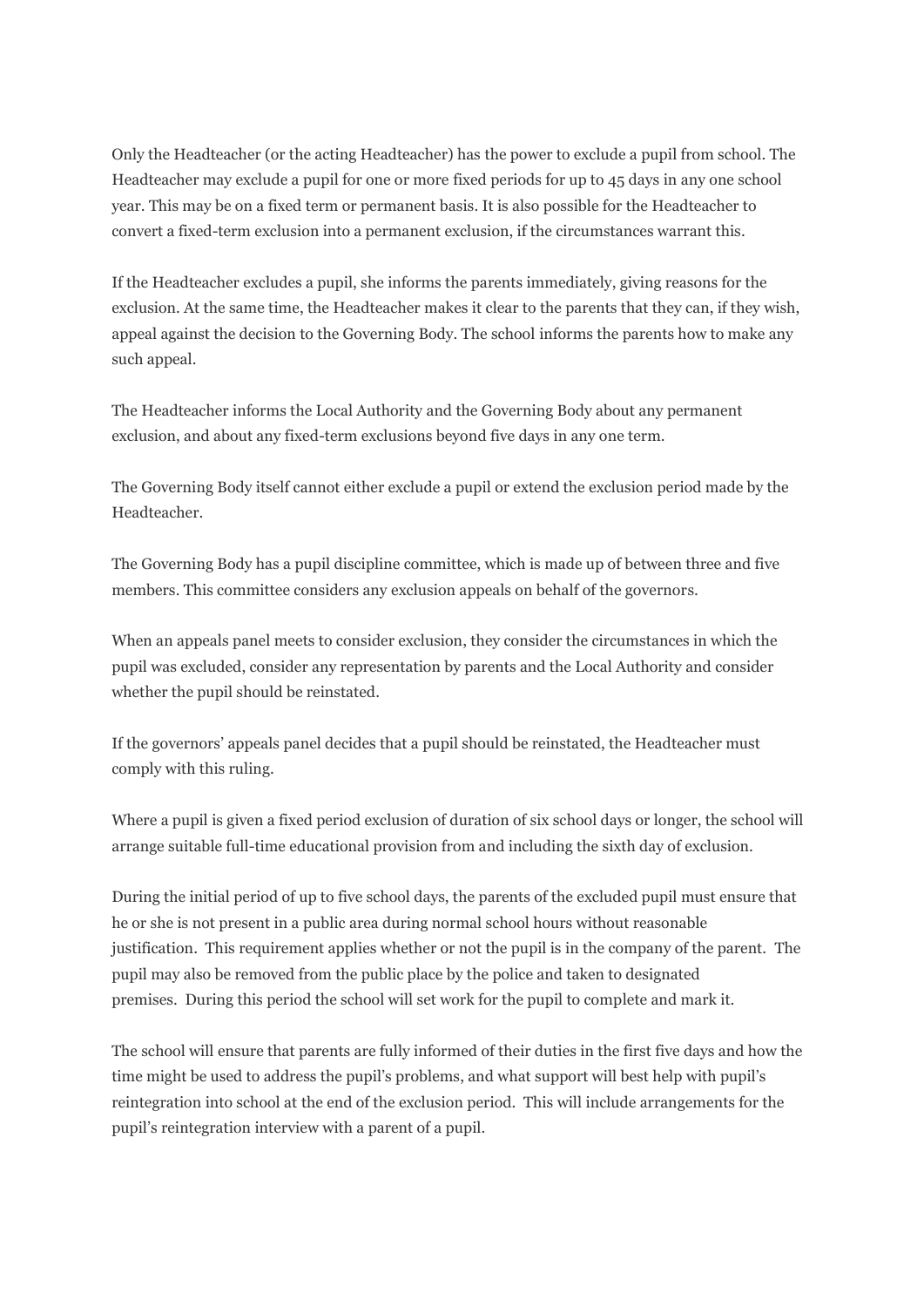Only the Headteacher (or the acting Headteacher) has the power to exclude a pupil from school. The Headteacher may exclude a pupil for one or more fixed periods for up to 45 days in any one school year. This may be on a fixed term or permanent basis. It is also possible for the Headteacher to convert a fixed-term exclusion into a permanent exclusion, if the circumstances warrant this.

If the Headteacher excludes a pupil, she informs the parents immediately, giving reasons for the exclusion. At the same time, the Headteacher makes it clear to the parents that they can, if they wish, appeal against the decision to the Governing Body. The school informs the parents how to make any such appeal.

The Headteacher informs the Local Authority and the Governing Body about any permanent exclusion, and about any fixed-term exclusions beyond five days in any one term.

The Governing Body itself cannot either exclude a pupil or extend the exclusion period made by the Headteacher.

The Governing Body has a pupil discipline committee, which is made up of between three and five members. This committee considers any exclusion appeals on behalf of the governors.

When an appeals panel meets to consider exclusion, they consider the circumstances in which the pupil was excluded, consider any representation by parents and the Local Authority and consider whether the pupil should be reinstated.

If the governors' appeals panel decides that a pupil should be reinstated, the Headteacher must comply with this ruling.

Where a pupil is given a fixed period exclusion of duration of six school days or longer, the school will arrange suitable full-time educational provision from and including the sixth day of exclusion.

During the initial period of up to five school days, the parents of the excluded pupil must ensure that he or she is not present in a public area during normal school hours without reasonable justification. This requirement applies whether or not the pupil is in the company of the parent. The pupil may also be removed from the public place by the police and taken to designated premises. During this period the school will set work for the pupil to complete and mark it.

The school will ensure that parents are fully informed of their duties in the first five days and how the time might be used to address the pupil's problems, and what support will best help with pupil's reintegration into school at the end of the exclusion period. This will include arrangements for the pupil's reintegration interview with a parent of a pupil.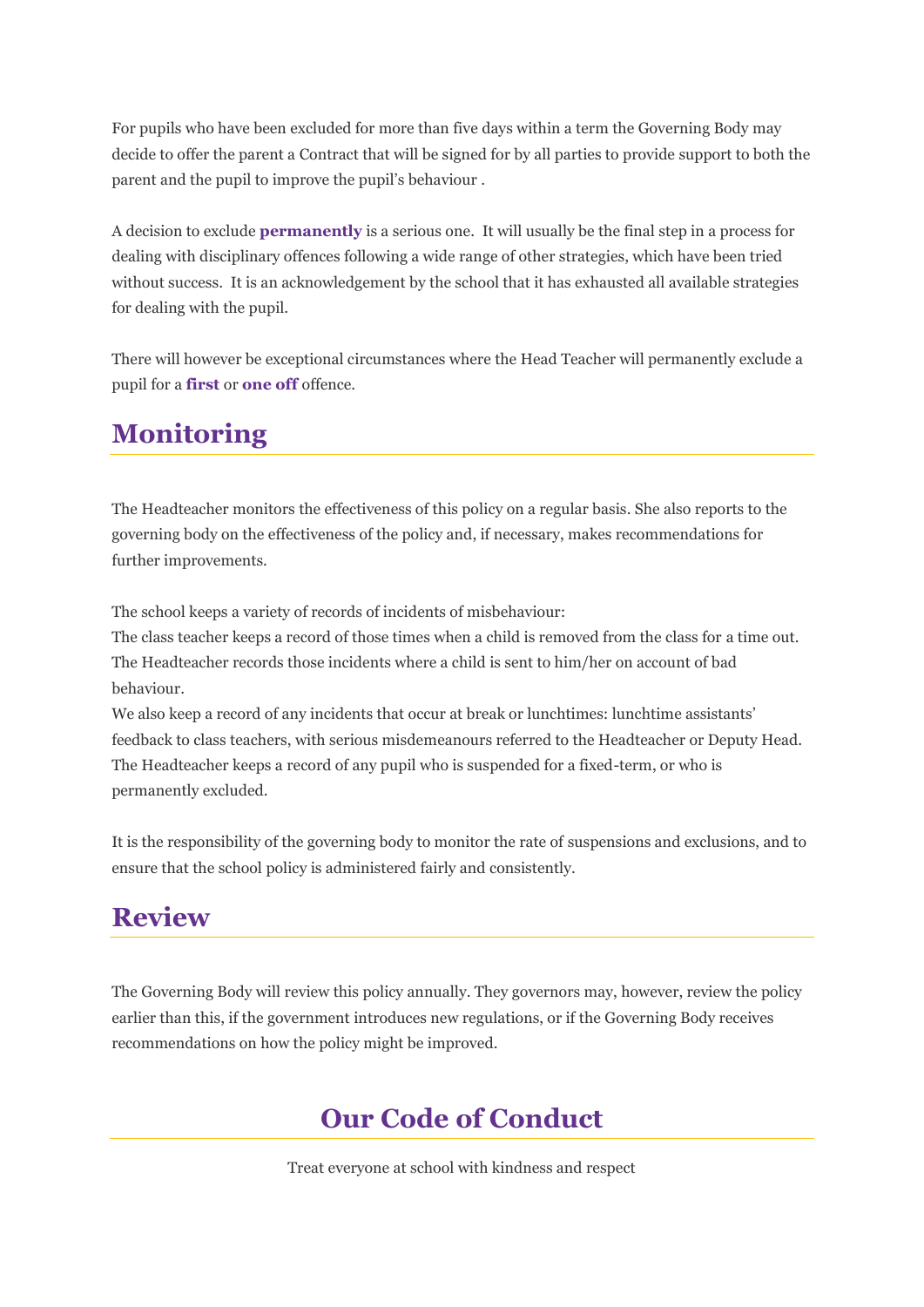For pupils who have been excluded for more than five days within a term the Governing Body may decide to offer the parent a Contract that will be signed for by all parties to provide support to both the parent and the pupil to improve the pupil's behaviour .

A decision to exclude **permanently** is a serious one. It will usually be the final step in a process for dealing with disciplinary offences following a wide range of other strategies, which have been tried without success. It is an acknowledgement by the school that it has exhausted all available strategies for dealing with the pupil.

There will however be exceptional circumstances where the Head Teacher will permanently exclude a pupil for a **first** or **one off** offence.

## Monitoring

The Headteacher monitors the effectiveness of this policy on a regular basis. She also reports to the governing body on the effectiveness of the policy and, if necessary, makes recommendations for further improvements.

The school keeps a variety of records of incidents of misbehaviour:
The class teacher keeps a record of those times when a child is removed from the class for a time out.
The Headteacher records those incidents where a child is sent to him/her on account of bad behaviour.
We also keep a record of any incidents that occur at break or lunchtimes: lunchtime assistants' feedback to class teachers, with serious misdemeanours referred to the Headteacher or Deputy Head.
The Headteacher keeps a record of any pupil who is suspended for a fixed-term, or who is permanently excluded.

It is the responsibility of the governing body to monitor the rate of suspensions and exclusions, and to ensure that the school policy is administered fairly and consistently.

## Review

The Governing Body will review this policy annually. They governors may, however, review the policy earlier than this, if the government introduces new regulations, or if the Governing Body receives recommendations on how the policy might be improved.

## Our Code of Conduct

Treat everyone at school with kindness and respect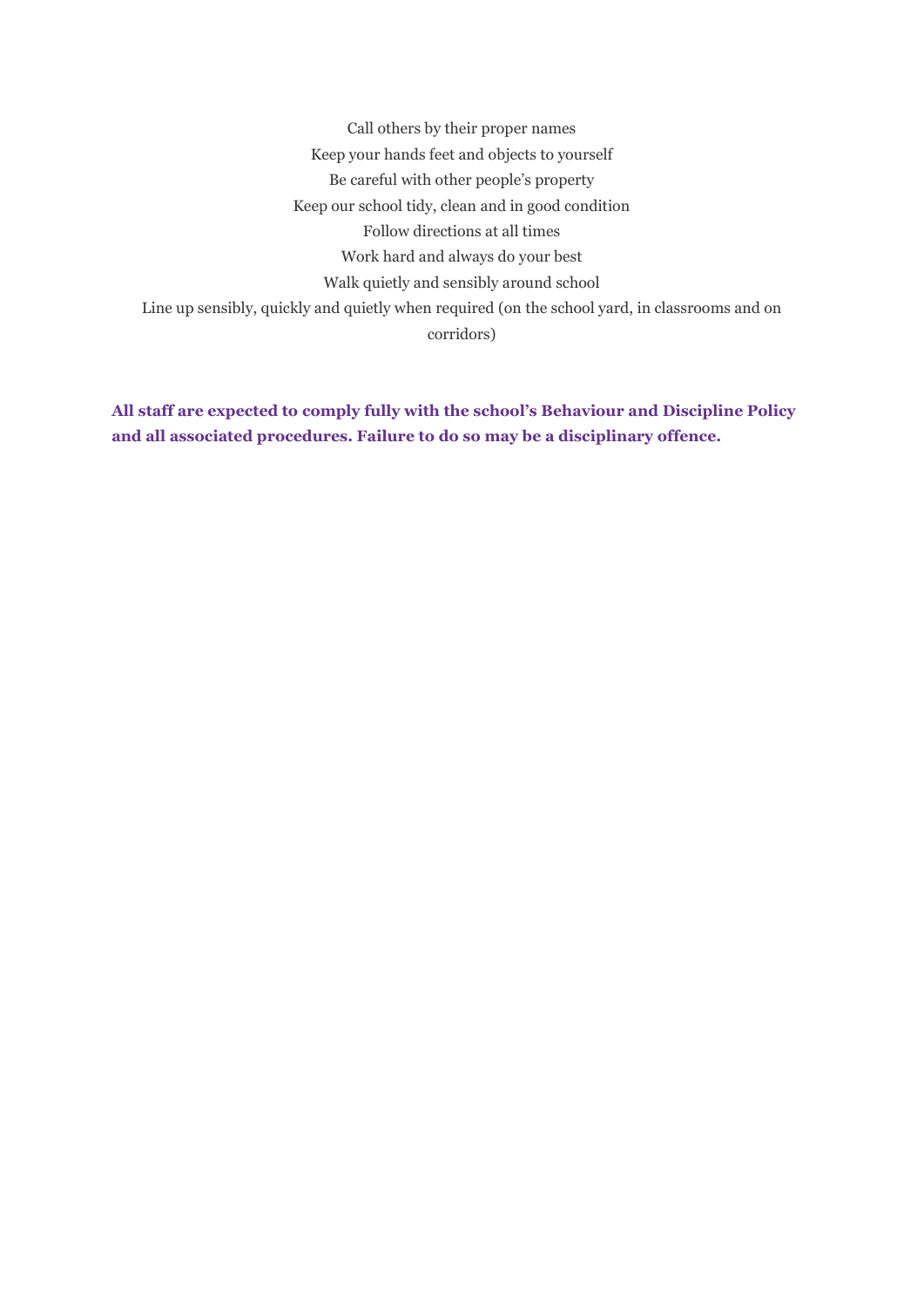Call others by their proper names

Keep your hands feet and objects to yourself

Be careful with other people's property

Keep our school tidy, clean and in good condition

Follow directions at all times

Work hard and always do your best

Walk quietly and sensibly around school

Line up sensibly, quickly and quietly when required (on the school yard, in classrooms and on corridors)

**All staff are expected to comply fully with the school's Behaviour and Discipline Policy and all associated procedures. Failure to do so may be a disciplinary offence.**